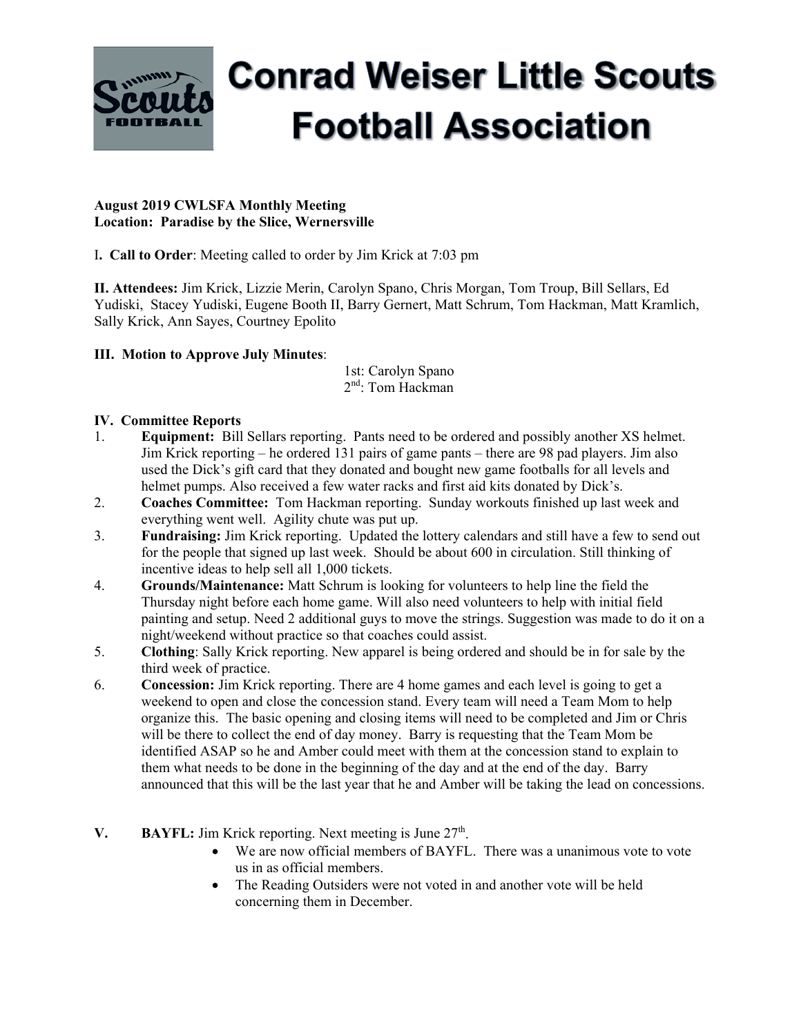# Conrad Weiser Little Scouts Football Association

**August 2019 CWLSFA Monthly Meeting**
**Location: Paradise by the Slice, Wernersville**

I**. Call to Order**: Meeting called to order by Jim Krick at 7:03 pm

**II. Attendees:** Jim Krick, Lizzie Merin, Carolyn Spano, Chris Morgan, Tom Troup, Bill Sellars, Ed Yudiski, Stacey Yudiski, Eugene Booth II, Barry Gernert, Matt Schrum, Tom Hackman, Matt Kramlich, Sally Krick, Ann Sayes, Courtney Epolito

**III. Motion to Approve July Minutes**:

1st: Carolyn Spano
2nd: Tom Hackman

**IV. Committee Reports**

1. **Equipment:** Bill Sellars reporting. Pants need to be ordered and possibly another XS helmet. Jim Krick reporting – he ordered 131 pairs of game pants – there are 98 pad players. Jim also used the Dick's gift card that they donated and bought new game footballs for all levels and helmet pumps. Also received a few water racks and first aid kits donated by Dick's.
2. **Coaches Committee:** Tom Hackman reporting. Sunday workouts finished up last week and everything went well. Agility chute was put up.
3. **Fundraising:** Jim Krick reporting. Updated the lottery calendars and still have a few to send out for the people that signed up last week. Should be about 600 in circulation. Still thinking of incentive ideas to help sell all 1,000 tickets.
4. **Grounds/Maintenance:** Matt Schrum is looking for volunteers to help line the field the Thursday night before each home game. Will also need volunteers to help with initial field painting and setup. Need 2 additional guys to move the strings. Suggestion was made to do it on a night/weekend without practice so that coaches could assist.
5. **Clothing**: Sally Krick reporting. New apparel is being ordered and should be in for sale by the third week of practice.
6. **Concession:** Jim Krick reporting. There are 4 home games and each level is going to get a weekend to open and close the concession stand. Every team will need a Team Mom to help organize this. The basic opening and closing items will need to be completed and Jim or Chris will be there to collect the end of day money. Barry is requesting that the Team Mom be identified ASAP so he and Amber could meet with them at the concession stand to explain to them what needs to be done in the beginning of the day and at the end of the day. Barry announced that this will be the last year that he and Amber will be taking the lead on concessions.

**V. BAYFL:** Jim Krick reporting. Next meeting is June 27th.

- We are now official members of BAYFL. There was a unanimous vote to vote us in as official members.
- The Reading Outsiders were not voted in and another vote will be held concerning them in December.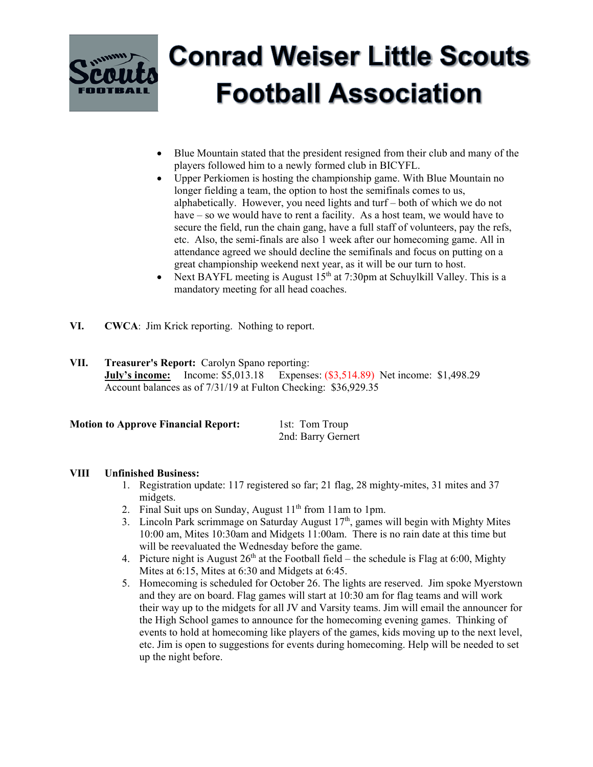# Conrad Weiser Little Scouts Football Association

- Blue Mountain stated that the president resigned from their club and many of the players followed him to a newly formed club in BICYFL.
- Upper Perkiomen is hosting the championship game. With Blue Mountain no longer fielding a team, the option to host the semifinals comes to us, alphabetically. However, you need lights and turf – both of which we do not have – so we would have to rent a facility. As a host team, we would have to secure the field, run the chain gang, have a full staff of volunteers, pay the refs, etc. Also, the semi-finals are also 1 week after our homecoming game. All in attendance agreed we should decline the semifinals and focus on putting on a great championship weekend next year, as it will be our turn to host.
- Next BAYFL meeting is August 15th at 7:30pm at Schuylkill Valley. This is a mandatory meeting for all head coaches.

**VI. CWCA**: Jim Krick reporting. Nothing to report.

**VII. Treasurer's Report:** Carolyn Spano reporting:
**July's income:** Income: $5,013.18 Expenses: ($3,514.89) Net income: $1,498.29
Account balances as of 7/31/19 at Fulton Checking: $36,929.35

**Motion to Approve Financial Report:** 1st: Tom Troup
2nd: Barry Gernert

**VIII Unfinished Business:**

1. Registration update: 117 registered so far; 21 flag, 28 mighty-mites, 31 mites and 37 midgets.
2. Final Suit ups on Sunday, August 11th from 11am to 1pm.
3. Lincoln Park scrimmage on Saturday August 17th, games will begin with Mighty Mites 10:00 am, Mites 10:30am and Midgets 11:00am. There is no rain date at this time but will be reevaluated the Wednesday before the game.
4. Picture night is August 26th at the Football field – the schedule is Flag at 6:00, Mighty Mites at 6:15, Mites at 6:30 and Midgets at 6:45.
5. Homecoming is scheduled for October 26. The lights are reserved. Jim spoke Myerstown and they are on board. Flag games will start at 10:30 am for flag teams and will work their way up to the midgets for all JV and Varsity teams. Jim will email the announcer for the High School games to announce for the homecoming evening games. Thinking of events to hold at homecoming like players of the games, kids moving up to the next level, etc. Jim is open to suggestions for events during homecoming. Help will be needed to set up the night before.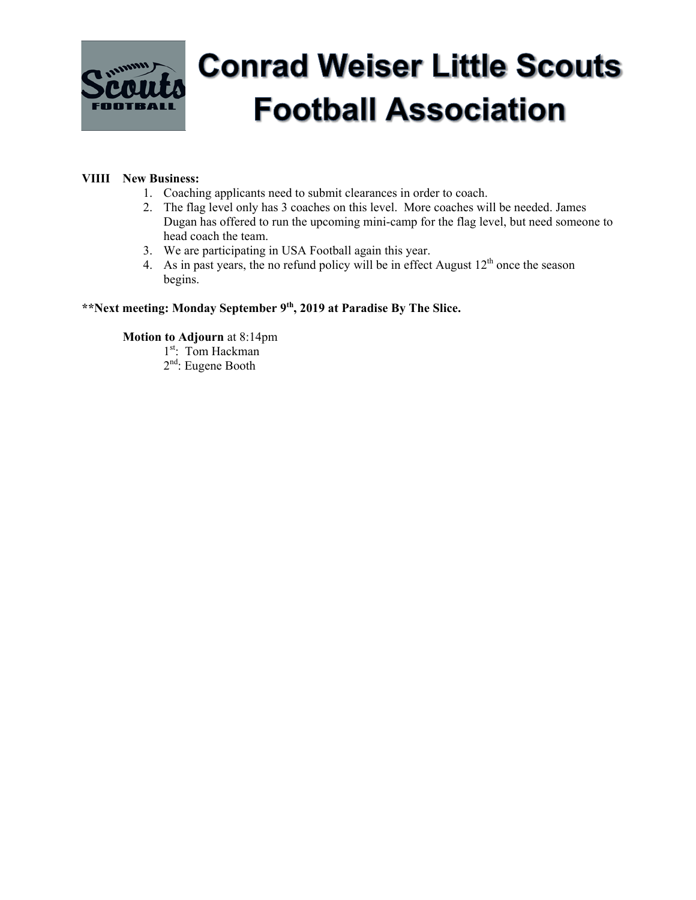**VIIII New Business:**

1. Coaching applicants need to submit clearances in order to coach.
2. The flag level only has 3 coaches on this level. More coaches will be needed. James Dugan has offered to run the upcoming mini-camp for the flag level, but need someone to head coach the team.
3. We are participating in USA Football again this year.
4. As in past years, the no refund policy will be in effect August 12th once the season begins.

**\*\*Next meeting: Monday September 9th, 2019 at Paradise By The Slice.**

**Motion to Adjourn** at 8:14pm

1st: Tom Hackman

2nd: Eugene Booth